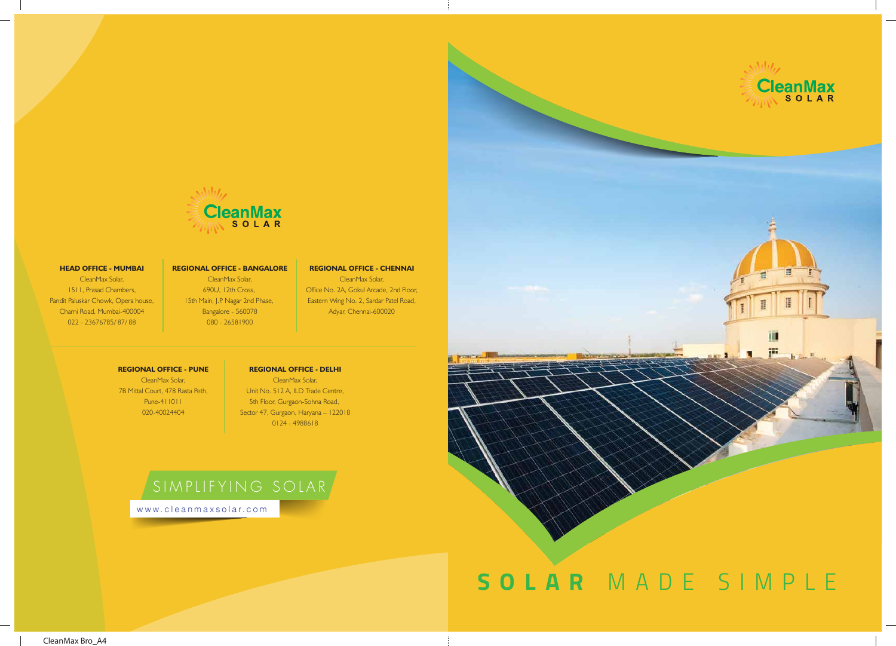CleanMax
SOLAR

**HEAD OFFICE - MUMBAI**
CleanMax Solar,
1511, Prasad Chambers,
Pandit Paluskar Chowk, Opera house,
Charni Road, Mumbai-400004
022 - 23676785/ 87/ 88

**REGIONAL OFFICE - BANGALORE**
CleanMax Solar,
690U, 12th Cross,
15th Main, J.P. Nagar 2nd Phase,
Bangalore - 560078
080 - 26581900

**REGIONAL OFFICE - CHENNAI**
CleanMax Solar,
Office No. 2A, Gokul Arcade, 2nd Floor,
Eastern Wing No. 2, Sardar Patel Road,
Adyar, Chennai-600020

**REGIONAL OFFICE - PUNE**
CleanMax Solar,
7B Mittal Court, 478 Rasta Peth,
Pune-411011
020-40024404

**REGIONAL OFFICE - DELHI**
CleanMax Solar,
Unit No. 512 A, ILD Trade Centre,
5th Floor, Gurgaon-Sohna Road,
Sector 47, Gurgaon, Haryana – 122018
0124 - 4988618

SIMPLIFYING SOLAR

www.cleanmaxsolar.com

CleanMax
SOLAR

# **SOLAR** MADE SIMPLE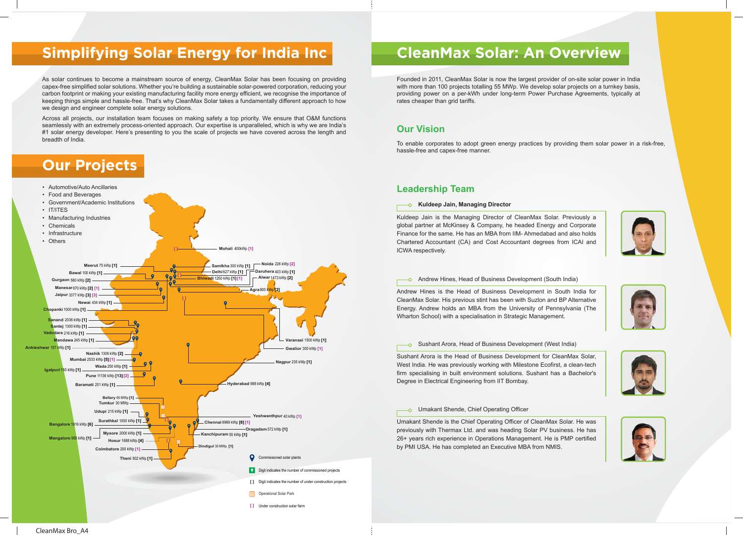# Simplifying Solar Energy for India Inc

As solar continues to become a mainstream source of energy, CleanMax Solar has been focusing on providing capex-free simplified solar solutions. Whether you're building a sustainable solar-powered corporation, reducing your carbon footprint or making your existing manufacturing facility more energy efficient, we recognise the importance of keeping things simple and hassle-free. That's why CleanMax Solar takes a fundamentally different approach to how we design and engineer complete solar energy solutions.

Across all projects, our installation team focuses on making safety a top priority. We ensure that O&M functions seamlessly with an extremely process-oriented approach. Our expertise is unparalleled, which is why we are India's #1 solar energy developer. Here's presenting to you the scale of projects we have covered across the length and breadth of India.

# Our Projects

- Automotive/Auto Ancillaries
- Food and Beverages
- Government/Academic Institutions
- IT/ITES
- Manufacturing Industries
- Chemicals
- Infrastructure
- Others

Mohali 400kWp [1]
Meerut 75 kWp [1]
Bawal 100 kWp [1]
Gurgaon 560 kWp [2]
Manesar 670 kWp [2] [1]
Jaipur 3377 kWp [3] [3]
Newai 434 kWp [1]
Chopanki 1000 kWp [1]
Sanand 2036 kWp [1]
Santej 1300 kWp [1]
Vadodara 216 kWp [1]
Mandawa 245 kWp [1]
Ankleshwar 157 kWp [1]
Nashik 1306 kWp [2]
Mumbai 2533 kWp [5] [1]
Wada 250 kWp [1]
Igatpuri 150 kWp [1]
Pune 11136 kWp [13] [2]
Baramati 201 kWp [1]
Bellary 60 MWp [1]
Tumkur 30 MWp
Udupi 215 kWp [1]
Surathkal 1000 kWp [1]
Bangalore 1916 kWp [6]
Mysore 2000 kWp [1]
Hosur 1688 kWp [4]
Mangalore 955 kWp [1]
Coimbatore 200 kWp [1]
Theni 502 kWp [1]
Samlkha 300 kWp [1]
Delhi 627 kWp [1]
Bhiwadi 1250 kWp [1] [1]
Noida 226 kWp [2]
Daruhera 403 kWp [1]
Alwar 1473 kWp [2]
Agra 800 kWp [2]
Varanasi 1500 kWp [1]
Gwalior 300 kWp [1]
Nagpur 235 kWp [1]
Hyderabad 988 kWp [4]
Yeshwanthpur 40 kWp [1]
Chennai 6969 kWp [8] [1]
Oragadam 572 kWp [1]
Kanchipuram 50 kWp [1]
Dindigul 30 MWp [1]

Commissioned solar plants
Digit indicates the number of commissioned projects
[ ] Digit indicates the number of under construction projects
Operational Solar Park
[ ] Under construction solar farm

# CleanMax Solar: An Overview

Founded in 2011, CleanMax Solar is now the largest provider of on-site solar power in India with more than 100 projects totalling 55 MWp. We develop solar projects on a turnkey basis, providing power on a per-kWh under long-term Power Purchase Agreements, typically at rates cheaper than grid tariffs.

## Our Vision

To enable corporates to adopt green energy practices by providing them solar power in a risk-free, hassle-free and capex-free manner.

## Leadership Team

**Kuldeep Jain, Managing Director**

Kuldeep Jain is the Managing Director of CleanMax Solar. Previously a global partner at McKinsey & Company, he headed Energy and Corporate Finance for the same. He has an MBA from IIM- Ahmedabad and also holds Chartered Accountant (CA) and Cost Accountant degrees from ICAI and ICWA respectively.

Andrew Hines, Head of Business Development (South India)

Andrew Hines is the Head of Business Development in South India for CleanMax Solar. His previous stint has been with Suzlon and BP Alternative Energy. Andrew holds an MBA from the University of Pennsylvania (The Wharton School) with a specialisation in Strategic Management.

Sushant Arora, Head of Business Development (West India)

Sushant Arora is the Head of Business Development for CleanMax Solar, West India. He was previously working with Milestone Ecofirst, a clean-tech firm specialising in built environment solutions. Sushant has a Bachelor's Degree in Electrical Engineering from IIT Bombay.

Umakant Shende, Chief Operating Officer

Umakant Shende is the Chief Operating Officer of CleanMax Solar. He was previously with Thermax Ltd. and was heading Solar PV business. He has 26+ years rich experience in Operations Management. He is PMP certified by PMI USA. He has completed an Executive MBA from NMIS.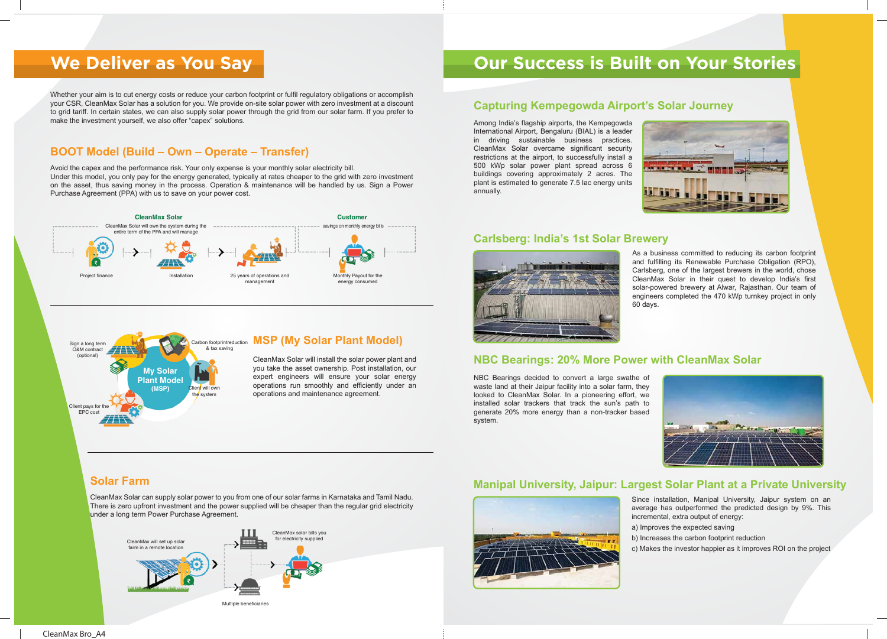## We Deliver as You Say

Whether your aim is to cut energy costs or reduce your carbon footprint or fulfil regulatory obligations or accomplish your CSR, CleanMax Solar has a solution for you. We provide on-site solar power with zero investment at a discount to grid tariff. In certain states, we can also supply solar power through the grid from our solar farm. If you prefer to make the investment yourself, we also offer "capex" solutions.

### BOOT Model (Build – Own – Operate – Transfer)

Avoid the capex and the performance risk. Your only expense is your monthly solar electricity bill.
Under this model, you only pay for the energy generated, typically at rates cheaper to the grid with zero investment on the asset, thus saving money in the process. Operation & maintenance will be handled by us. Sign a Power Purchase Agreement (PPA) with us to save on your power cost.

**CleanMax Solar**

CleanMax Solar will own the system during the entire term of the PPA and will manage

Project finance → Installation → 25 years of operations and management

**Customer**

savings on monthly energy bills

Monthly Payout for the energy consumed

### MSP (My Solar Plant Model)

My Solar Plant Model (MSP)

- Sign a long term O&M contract (optional)
- Carbon footprintreduction & tax saving
- Client will own the system
- Client pays for the EPC cost

CleanMax Solar will install the solar power plant and you take the asset ownership. Post installation, our expert engineers will ensure your solar energy operations run smoothly and efficiently under an operations and maintenance agreement.

### Solar Farm

CleanMax Solar can supply solar power to you from one of our solar farms in Karnataka and Tamil Nadu. There is zero upfront investment and the power supplied will be cheaper than the regular grid electricity under a long term Power Purchase Agreement.

CleanMax will set up solar farm in a remote location → CleanMax solar bills you for electricity supplied → Multiple beneficiaries

## Our Success is Built on Your Stories

### Capturing Kempegowda Airport's Solar Journey

Among India's flagship airports, the Kempegowda International Airport, Bengaluru (BIAL) is a leader in driving sustainable business practices. CleanMax Solar overcame significant security restrictions at the airport, to successfully install a 500 kWp solar power plant spread across 6 buildings covering approximately 2 acres. The plant is estimated to generate 7.5 lac energy units annually.

### Carlsberg: India's 1st Solar Brewery

As a business committed to reducing its carbon footprint and fulfilling its Renewable Purchase Obligation (RPO), Carlsberg, one of the largest brewers in the world, chose CleanMax Solar in their quest to develop India's first solar-powered brewery at Alwar, Rajasthan. Our team of engineers completed the 470 kWp turnkey project in only 60 days.

### NBC Bearings: 20% More Power with CleanMax Solar

NBC Bearings decided to convert a large swathe of waste land at their Jaipur facility into a solar farm, they looked to CleanMax Solar. In a pioneering effort, we installed solar trackers that track the sun's path to generate 20% more energy than a non-tracker based system.

### Manipal University, Jaipur: Largest Solar Plant at a Private University

Since installation, Manipal University, Jaipur system on an average has outperformed the predicted design by 9%. This incremental, extra output of energy:

a) Improves the expected saving

b) Increases the carbon footprint reduction

c) Makes the investor happier as it improves ROI on the project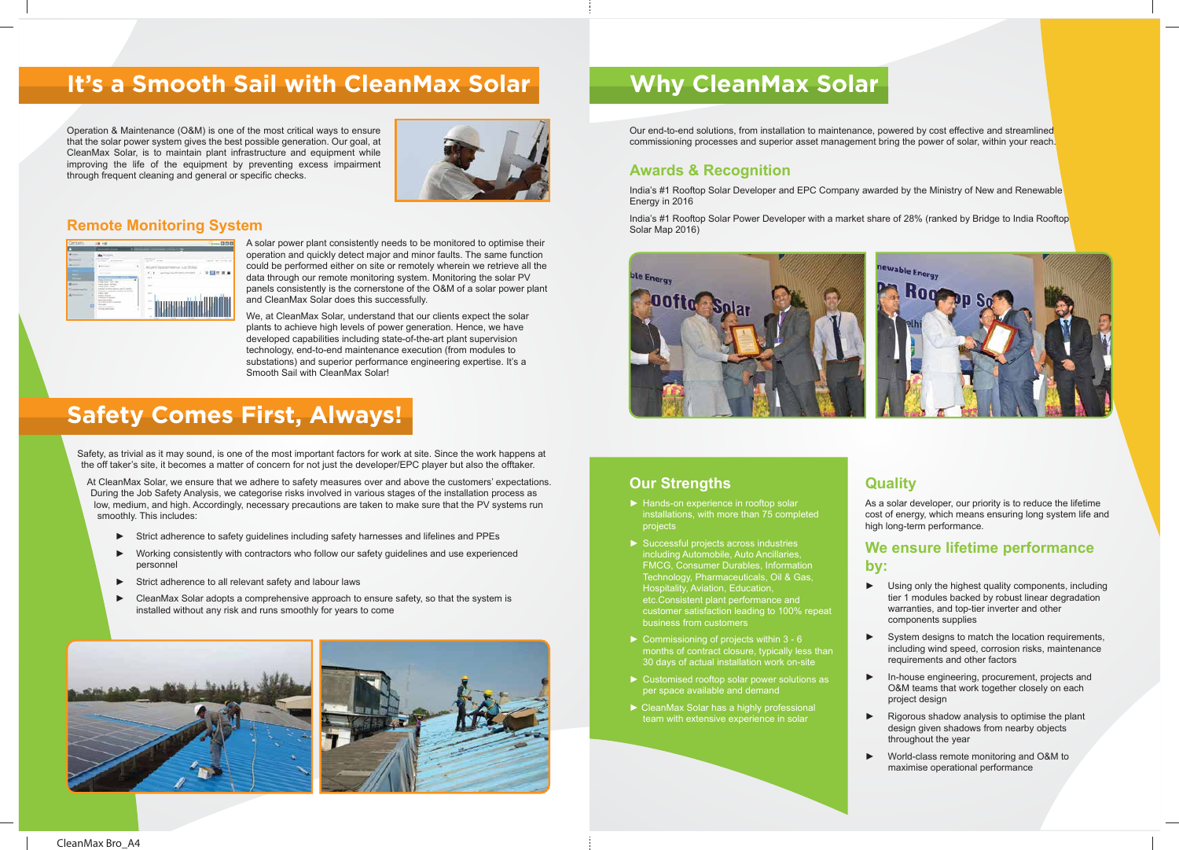# It's a Smooth Sail with CleanMax Solar

Operation & Maintenance (O&M) is one of the most critical ways to ensure that the solar power system gives the best possible generation. Our goal, at CleanMax Solar, is to maintain plant infrastructure and equipment while improving the life of the equipment by preventing excess impairment through frequent cleaning and general or specific checks.

## Remote Monitoring System

A solar power plant consistently needs to be monitored to optimise their operation and quickly detect major and minor faults. The same function could be performed either on site or remotely wherein we retrieve all the data through our remote monitoring system. Monitoring the solar PV panels consistently is the cornerstone of the O&M of a solar power plant and CleanMax Solar does this successfully.

We, at CleanMax Solar, understand that our clients expect the solar plants to achieve high levels of power generation. Hence, we have developed capabilities including state-of-the-art plant supervision technology, end-to-end maintenance execution (from modules to substations) and superior performance engineering expertise. It's a Smooth Sail with CleanMax Solar!

# Safety Comes First, Always!

Safety, as trivial as it may sound, is one of the most important factors for work at site. Since the work happens at the off taker's site, it becomes a matter of concern for not just the developer/EPC player but also the offtaker.

At CleanMax Solar, we ensure that we adhere to safety measures over and above the customers' expectations. During the Job Safety Analysis, we categorise risks involved in various stages of the installation process as low, medium, and high. Accordingly, necessary precautions are taken to make sure that the PV systems run smoothly. This includes:

- Strict adherence to safety guidelines including safety harnesses and lifelines and PPEs
- Working consistently with contractors who follow our safety guidelines and use experienced personnel
- Strict adherence to all relevant safety and labour laws
- CleanMax Solar adopts a comprehensive approach to ensure safety, so that the system is installed without any risk and runs smoothly for years to come

# Why CleanMax Solar

Our end-to-end solutions, from installation to maintenance, powered by cost effective and streamlined commissioning processes and superior asset management bring the power of solar, within your reach.

## Awards & Recognition

India's #1 Rooftop Solar Developer and EPC Company awarded by the Ministry of New and Renewable Energy in 2016

India's #1 Rooftop Solar Power Developer with a market share of 28% (ranked by Bridge to India Rooftop Solar Map 2016)

## Our Strengths

- Hands-on experience in rooftop solar installations, with more than 75 completed projects
- Successful projects across industries including Automobile, Auto Ancillaries, FMCG, Consumer Durables, Information Technology, Pharmaceuticals, Oil & Gas, Hospitality, Aviation, Education, etc.Consistent plant performance and customer satisfaction leading to 100% repeat business from customers
- Commissioning of projects within 3 - 6 months of contract closure, typically less than 30 days of actual installation work on-site
- Customised rooftop solar power solutions as per space available and demand
- CleanMax Solar has a highly professional team with extensive experience in solar

## Quality

As a solar developer, our priority is to reduce the lifetime cost of energy, which means ensuring long system life and high long-term performance.

## We ensure lifetime performance by:

- Using only the highest quality components, including tier 1 modules backed by robust linear degradation warranties, and top-tier inverter and other components supplies
- System designs to match the location requirements, including wind speed, corrosion risks, maintenance requirements and other factors
- In-house engineering, procurement, projects and O&M teams that work together closely on each project design
- Rigorous shadow analysis to optimise the plant design given shadows from nearby objects throughout the year
- World-class remote monitoring and O&M to maximise operational performance